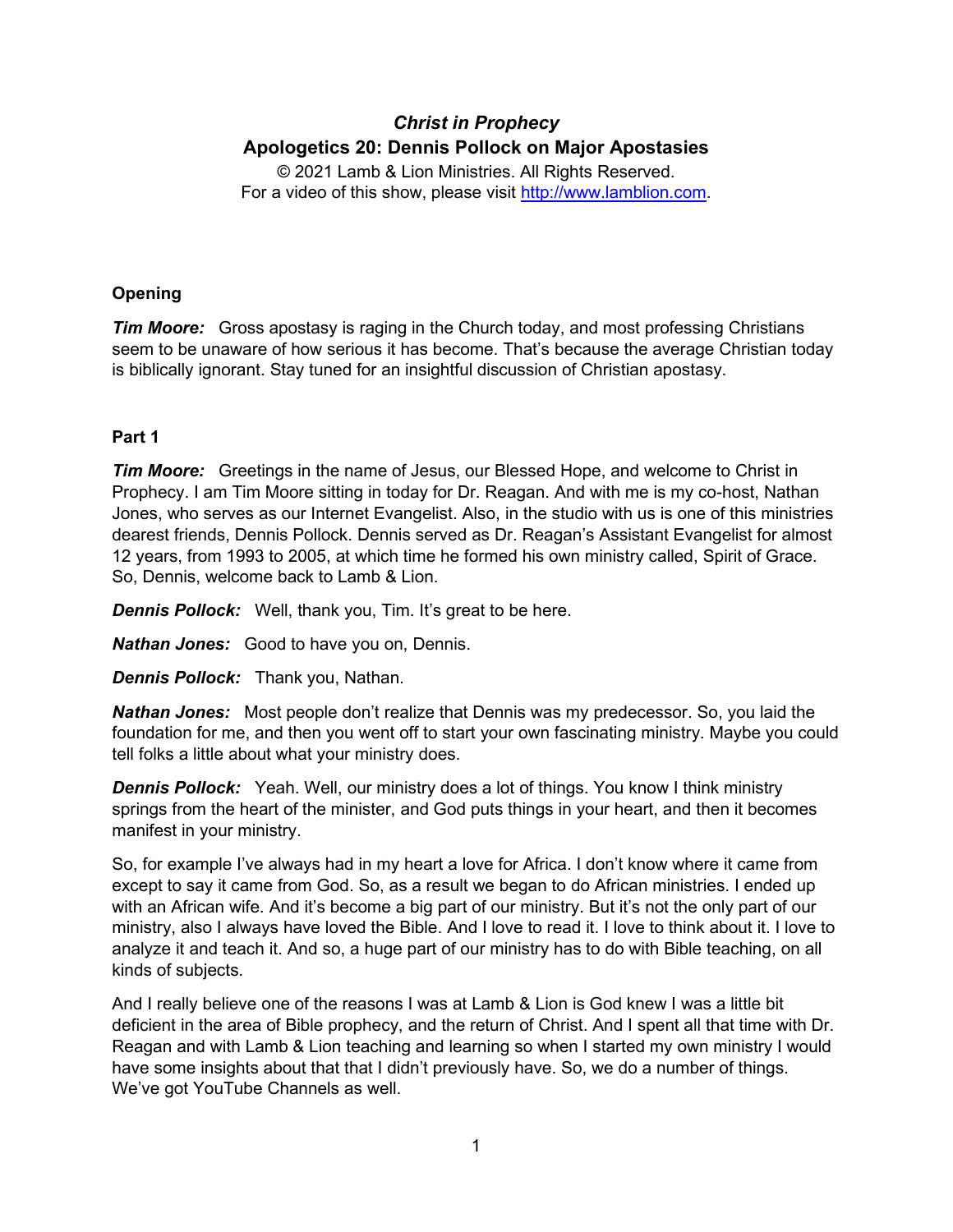# *Christ in Prophecy*

## Apologetics 20: Dennis Pollock on Major Apostasies

© 2021 Lamb & Lion Ministries. All Rights Reserved.
For a video of this show, please visit http://www.lamblion.com.

### Opening

***Tim Moore:*** Gross apostasy is raging in the Church today, and most professing Christians seem to be unaware of how serious it has become. That's because the average Christian today is biblically ignorant. Stay tuned for an insightful discussion of Christian apostasy.

### Part 1

***Tim Moore:*** Greetings in the name of Jesus, our Blessed Hope, and welcome to Christ in Prophecy. I am Tim Moore sitting in today for Dr. Reagan. And with me is my co-host, Nathan Jones, who serves as our Internet Evangelist. Also, in the studio with us is one of this ministries dearest friends, Dennis Pollock. Dennis served as Dr. Reagan's Assistant Evangelist for almost 12 years, from 1993 to 2005, at which time he formed his own ministry called, Spirit of Grace. So, Dennis, welcome back to Lamb & Lion.

***Dennis Pollock:*** Well, thank you, Tim. It's great to be here.

***Nathan Jones:*** Good to have you on, Dennis.

***Dennis Pollock:*** Thank you, Nathan.

***Nathan Jones:*** Most people don't realize that Dennis was my predecessor. So, you laid the foundation for me, and then you went off to start your own fascinating ministry. Maybe you could tell folks a little about what your ministry does.

***Dennis Pollock:*** Yeah. Well, our ministry does a lot of things. You know I think ministry springs from the heart of the minister, and God puts things in your heart, and then it becomes manifest in your ministry.

So, for example I've always had in my heart a love for Africa. I don't know where it came from except to say it came from God. So, as a result we began to do African ministries. I ended up with an African wife. And it's become a big part of our ministry. But it's not the only part of our ministry, also I always have loved the Bible. And I love to read it. I love to think about it. I love to analyze it and teach it. And so, a huge part of our ministry has to do with Bible teaching, on all kinds of subjects.

And I really believe one of the reasons I was at Lamb & Lion is God knew I was a little bit deficient in the area of Bible prophecy, and the return of Christ. And I spent all that time with Dr. Reagan and with Lamb & Lion teaching and learning so when I started my own ministry I would have some insights about that that I didn't previously have. So, we do a number of things. We've got YouTube Channels as well.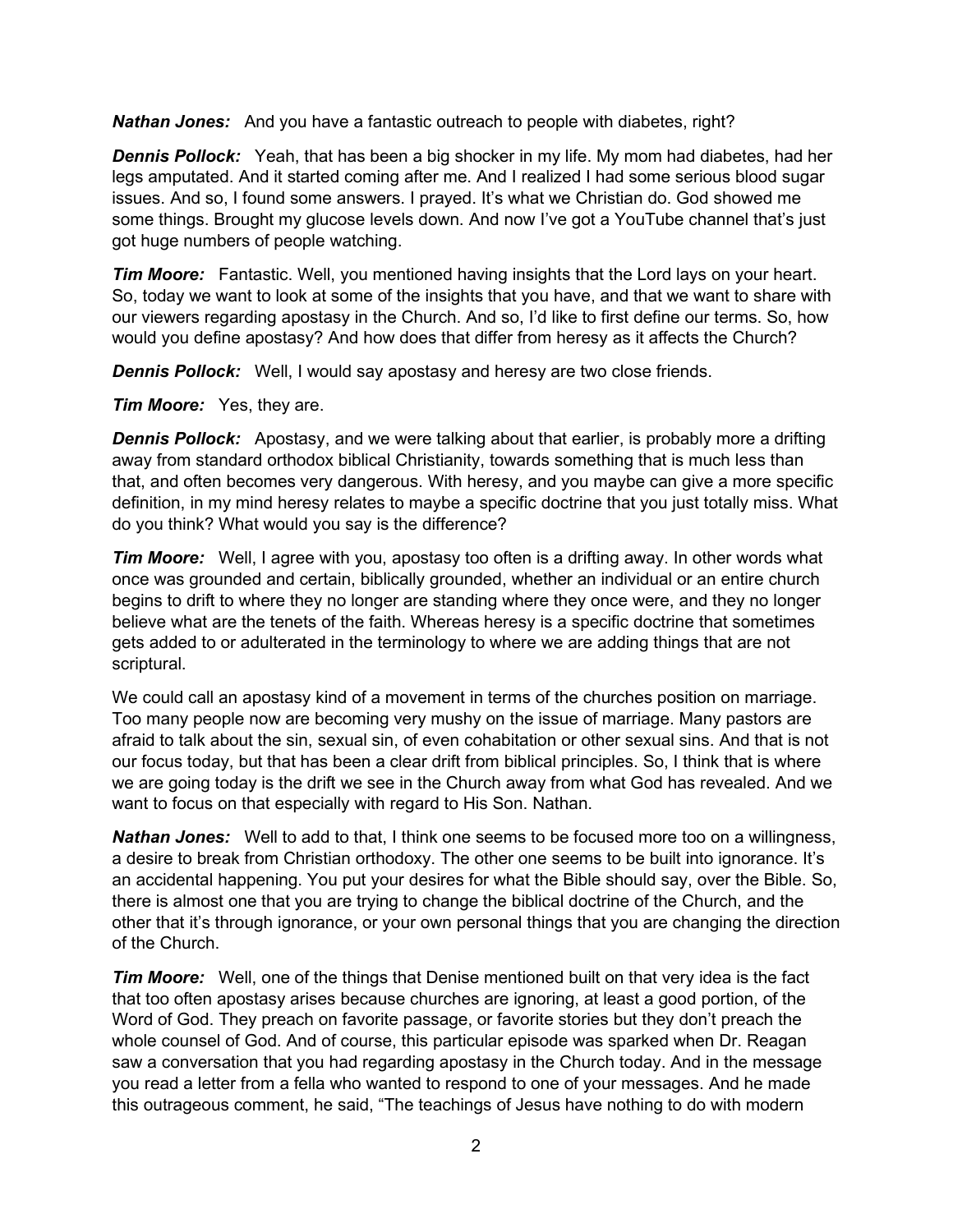***Nathan Jones:*** And you have a fantastic outreach to people with diabetes, right?

***Dennis Pollock:*** Yeah, that has been a big shocker in my life. My mom had diabetes, had her legs amputated. And it started coming after me. And I realized I had some serious blood sugar issues. And so, I found some answers. I prayed. It's what we Christian do. God showed me some things. Brought my glucose levels down. And now I've got a YouTube channel that's just got huge numbers of people watching.

***Tim Moore:*** Fantastic. Well, you mentioned having insights that the Lord lays on your heart. So, today we want to look at some of the insights that you have, and that we want to share with our viewers regarding apostasy in the Church. And so, I'd like to first define our terms. So, how would you define apostasy? And how does that differ from heresy as it affects the Church?

***Dennis Pollock:*** Well, I would say apostasy and heresy are two close friends.

***Tim Moore:*** Yes, they are.

***Dennis Pollock:*** Apostasy, and we were talking about that earlier, is probably more a drifting away from standard orthodox biblical Christianity, towards something that is much less than that, and often becomes very dangerous. With heresy, and you maybe can give a more specific definition, in my mind heresy relates to maybe a specific doctrine that you just totally miss. What do you think? What would you say is the difference?

***Tim Moore:*** Well, I agree with you, apostasy too often is a drifting away. In other words what once was grounded and certain, biblically grounded, whether an individual or an entire church begins to drift to where they no longer are standing where they once were, and they no longer believe what are the tenets of the faith. Whereas heresy is a specific doctrine that sometimes gets added to or adulterated in the terminology to where we are adding things that are not scriptural.

We could call an apostasy kind of a movement in terms of the churches position on marriage. Too many people now are becoming very mushy on the issue of marriage. Many pastors are afraid to talk about the sin, sexual sin, of even cohabitation or other sexual sins. And that is not our focus today, but that has been a clear drift from biblical principles. So, I think that is where we are going today is the drift we see in the Church away from what God has revealed. And we want to focus on that especially with regard to His Son. Nathan.

***Nathan Jones:*** Well to add to that, I think one seems to be focused more too on a willingness, a desire to break from Christian orthodoxy. The other one seems to be built into ignorance. It's an accidental happening. You put your desires for what the Bible should say, over the Bible. So, there is almost one that you are trying to change the biblical doctrine of the Church, and the other that it's through ignorance, or your own personal things that you are changing the direction of the Church.

***Tim Moore:*** Well, one of the things that Denise mentioned built on that very idea is the fact that too often apostasy arises because churches are ignoring, at least a good portion, of the Word of God. They preach on favorite passage, or favorite stories but they don't preach the whole counsel of God. And of course, this particular episode was sparked when Dr. Reagan saw a conversation that you had regarding apostasy in the Church today. And in the message you read a letter from a fella who wanted to respond to one of your messages. And he made this outrageous comment, he said, "The teachings of Jesus have nothing to do with modern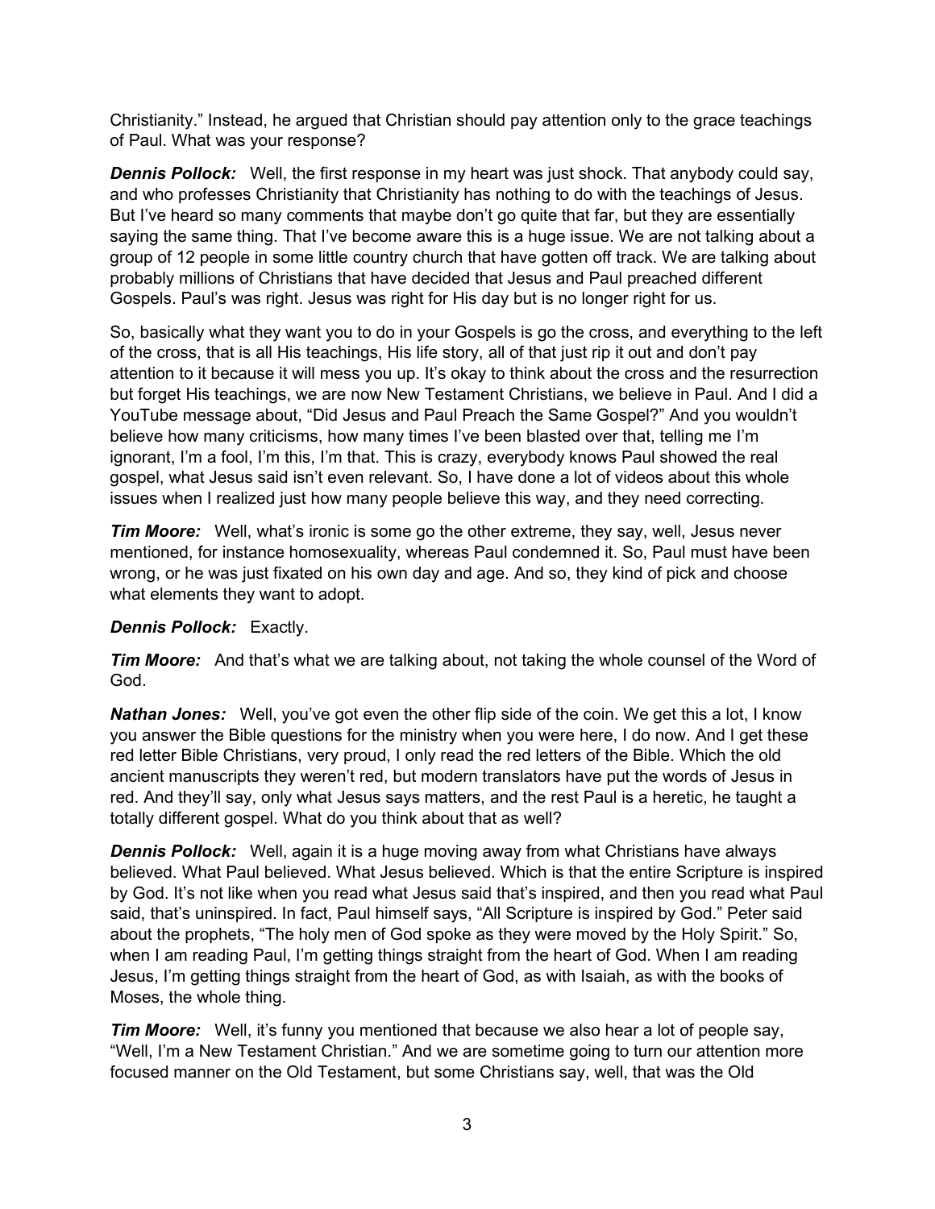Christianity." Instead, he argued that Christian should pay attention only to the grace teachings of Paul. What was your response?

***Dennis Pollock:*** Well, the first response in my heart was just shock. That anybody could say, and who professes Christianity that Christianity has nothing to do with the teachings of Jesus. But I've heard so many comments that maybe don't go quite that far, but they are essentially saying the same thing. That I've become aware this is a huge issue. We are not talking about a group of 12 people in some little country church that have gotten off track. We are talking about probably millions of Christians that have decided that Jesus and Paul preached different Gospels. Paul's was right. Jesus was right for His day but is no longer right for us.

So, basically what they want you to do in your Gospels is go the cross, and everything to the left of the cross, that is all His teachings, His life story, all of that just rip it out and don't pay attention to it because it will mess you up. It's okay to think about the cross and the resurrection but forget His teachings, we are now New Testament Christians, we believe in Paul. And I did a YouTube message about, "Did Jesus and Paul Preach the Same Gospel?" And you wouldn't believe how many criticisms, how many times I've been blasted over that, telling me I'm ignorant, I'm a fool, I'm this, I'm that. This is crazy, everybody knows Paul showed the real gospel, what Jesus said isn't even relevant. So, I have done a lot of videos about this whole issues when I realized just how many people believe this way, and they need correcting.

***Tim Moore:*** Well, what's ironic is some go the other extreme, they say, well, Jesus never mentioned, for instance homosexuality, whereas Paul condemned it. So, Paul must have been wrong, or he was just fixated on his own day and age. And so, they kind of pick and choose what elements they want to adopt.

***Dennis Pollock:*** Exactly.

***Tim Moore:*** And that's what we are talking about, not taking the whole counsel of the Word of God.

***Nathan Jones:*** Well, you've got even the other flip side of the coin. We get this a lot, I know you answer the Bible questions for the ministry when you were here, I do now. And I get these red letter Bible Christians, very proud, I only read the red letters of the Bible. Which the old ancient manuscripts they weren't red, but modern translators have put the words of Jesus in red. And they'll say, only what Jesus says matters, and the rest Paul is a heretic, he taught a totally different gospel. What do you think about that as well?

***Dennis Pollock:*** Well, again it is a huge moving away from what Christians have always believed. What Paul believed. What Jesus believed. Which is that the entire Scripture is inspired by God. It's not like when you read what Jesus said that's inspired, and then you read what Paul said, that's uninspired. In fact, Paul himself says, "All Scripture is inspired by God." Peter said about the prophets, "The holy men of God spoke as they were moved by the Holy Spirit." So, when I am reading Paul, I'm getting things straight from the heart of God. When I am reading Jesus, I'm getting things straight from the heart of God, as with Isaiah, as with the books of Moses, the whole thing.

***Tim Moore:*** Well, it's funny you mentioned that because we also hear a lot of people say, "Well, I'm a New Testament Christian." And we are sometime going to turn our attention more focused manner on the Old Testament, but some Christians say, well, that was the Old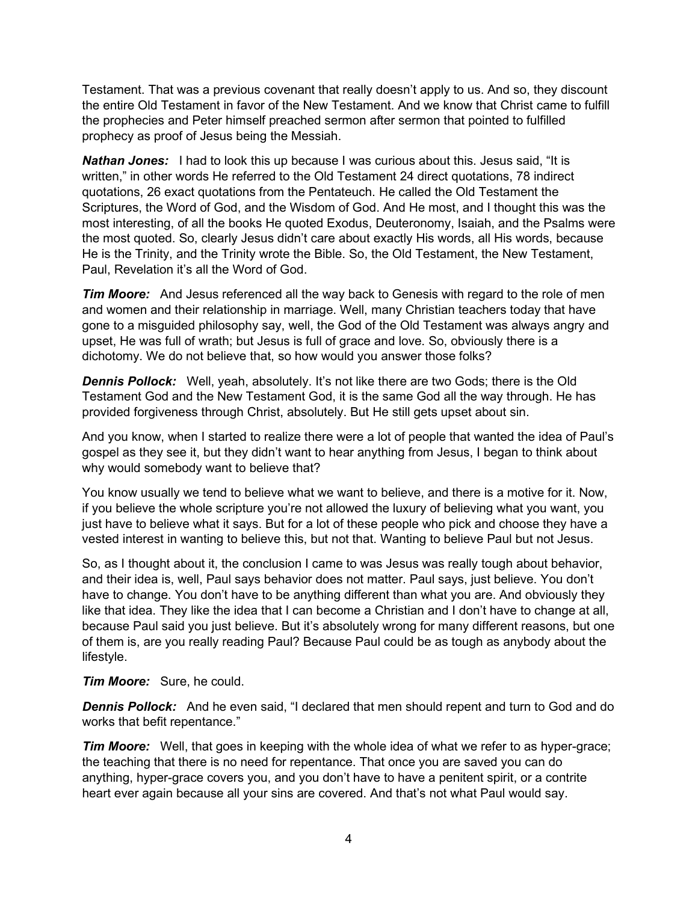Testament. That was a previous covenant that really doesn't apply to us. And so, they discount the entire Old Testament in favor of the New Testament. And we know that Christ came to fulfill the prophecies and Peter himself preached sermon after sermon that pointed to fulfilled prophecy as proof of Jesus being the Messiah.

***Nathan Jones:*** I had to look this up because I was curious about this. Jesus said, "It is written," in other words He referred to the Old Testament 24 direct quotations, 78 indirect quotations, 26 exact quotations from the Pentateuch. He called the Old Testament the Scriptures, the Word of God, and the Wisdom of God. And He most, and I thought this was the most interesting, of all the books He quoted Exodus, Deuteronomy, Isaiah, and the Psalms were the most quoted. So, clearly Jesus didn't care about exactly His words, all His words, because He is the Trinity, and the Trinity wrote the Bible. So, the Old Testament, the New Testament, Paul, Revelation it's all the Word of God.

***Tim Moore:*** And Jesus referenced all the way back to Genesis with regard to the role of men and women and their relationship in marriage. Well, many Christian teachers today that have gone to a misguided philosophy say, well, the God of the Old Testament was always angry and upset, He was full of wrath; but Jesus is full of grace and love. So, obviously there is a dichotomy. We do not believe that, so how would you answer those folks?

***Dennis Pollock:*** Well, yeah, absolutely. It's not like there are two Gods; there is the Old Testament God and the New Testament God, it is the same God all the way through. He has provided forgiveness through Christ, absolutely. But He still gets upset about sin.

And you know, when I started to realize there were a lot of people that wanted the idea of Paul's gospel as they see it, but they didn't want to hear anything from Jesus, I began to think about why would somebody want to believe that?

You know usually we tend to believe what we want to believe, and there is a motive for it. Now, if you believe the whole scripture you're not allowed the luxury of believing what you want, you just have to believe what it says. But for a lot of these people who pick and choose they have a vested interest in wanting to believe this, but not that. Wanting to believe Paul but not Jesus.

So, as I thought about it, the conclusion I came to was Jesus was really tough about behavior, and their idea is, well, Paul says behavior does not matter. Paul says, just believe. You don't have to change. You don't have to be anything different than what you are. And obviously they like that idea. They like the idea that I can become a Christian and I don't have to change at all, because Paul said you just believe. But it's absolutely wrong for many different reasons, but one of them is, are you really reading Paul? Because Paul could be as tough as anybody about the lifestyle.

***Tim Moore:*** Sure, he could.

***Dennis Pollock:*** And he even said, "I declared that men should repent and turn to God and do works that befit repentance."

***Tim Moore:*** Well, that goes in keeping with the whole idea of what we refer to as hyper-grace; the teaching that there is no need for repentance. That once you are saved you can do anything, hyper-grace covers you, and you don't have to have a penitent spirit, or a contrite heart ever again because all your sins are covered. And that's not what Paul would say.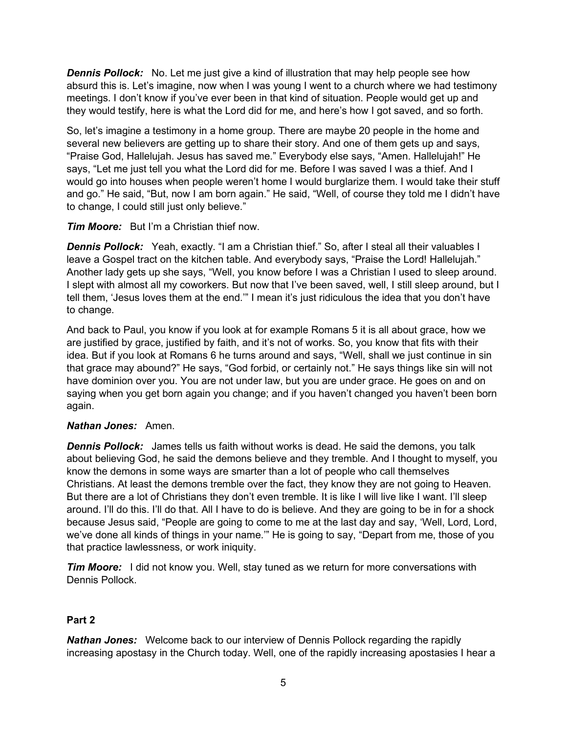***Dennis Pollock:*** No. Let me just give a kind of illustration that may help people see how absurd this is. Let's imagine, now when I was young I went to a church where we had testimony meetings. I don't know if you've ever been in that kind of situation. People would get up and they would testify, here is what the Lord did for me, and here's how I got saved, and so forth.

So, let's imagine a testimony in a home group. There are maybe 20 people in the home and several new believers are getting up to share their story. And one of them gets up and says, "Praise God, Hallelujah. Jesus has saved me." Everybody else says, "Amen. Hallelujah!" He says, "Let me just tell you what the Lord did for me. Before I was saved I was a thief. And I would go into houses when people weren't home I would burglarize them. I would take their stuff and go." He said, "But, now I am born again." He said, "Well, of course they told me I didn't have to change, I could still just only believe."

***Tim Moore:*** But I'm a Christian thief now.

***Dennis Pollock:*** Yeah, exactly. "I am a Christian thief." So, after I steal all their valuables I leave a Gospel tract on the kitchen table. And everybody says, "Praise the Lord! Hallelujah." Another lady gets up she says, "Well, you know before I was a Christian I used to sleep around. I slept with almost all my coworkers. But now that I've been saved, well, I still sleep around, but I tell them, 'Jesus loves them at the end.'" I mean it's just ridiculous the idea that you don't have to change.

And back to Paul, you know if you look at for example Romans 5 it is all about grace, how we are justified by grace, justified by faith, and it's not of works. So, you know that fits with their idea. But if you look at Romans 6 he turns around and says, "Well, shall we just continue in sin that grace may abound?" He says, "God forbid, or certainly not." He says things like sin will not have dominion over you. You are not under law, but you are under grace. He goes on and on saying when you get born again you change; and if you haven't changed you haven't been born again.

***Nathan Jones:*** Amen.

***Dennis Pollock:*** James tells us faith without works is dead. He said the demons, you talk about believing God, he said the demons believe and they tremble. And I thought to myself, you know the demons in some ways are smarter than a lot of people who call themselves Christians. At least the demons tremble over the fact, they know they are not going to Heaven. But there are a lot of Christians they don't even tremble. It is like I will live like I want. I'll sleep around. I'll do this. I'll do that. All I have to do is believe. And they are going to be in for a shock because Jesus said, "People are going to come to me at the last day and say, 'Well, Lord, Lord, we've done all kinds of things in your name.'" He is going to say, "Depart from me, those of you that practice lawlessness, or work iniquity.

***Tim Moore:*** I did not know you. Well, stay tuned as we return for more conversations with Dennis Pollock.

**Part 2**

***Nathan Jones:*** Welcome back to our interview of Dennis Pollock regarding the rapidly increasing apostasy in the Church today. Well, one of the rapidly increasing apostasies I hear a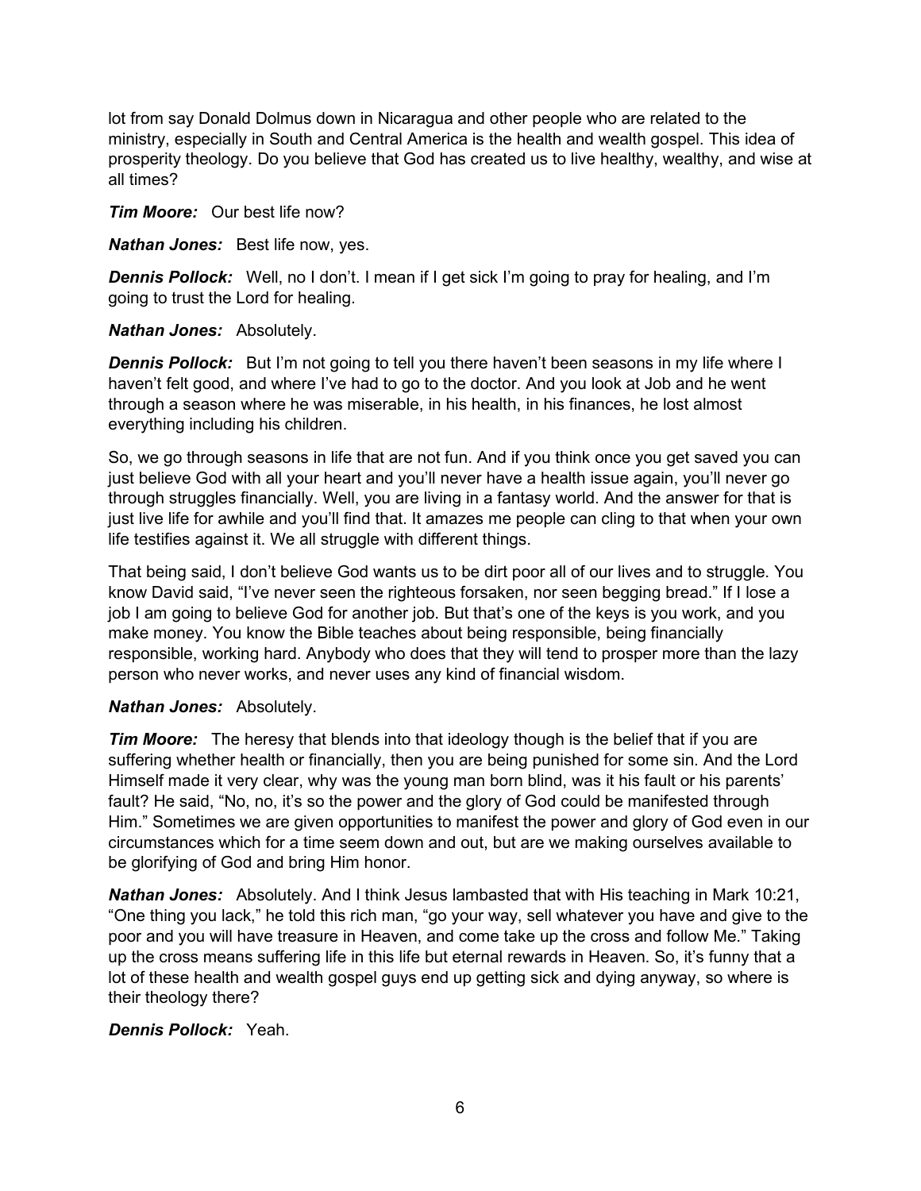lot from say Donald Dolmus down in Nicaragua and other people who are related to the ministry, especially in South and Central America is the health and wealth gospel. This idea of prosperity theology. Do you believe that God has created us to live healthy, wealthy, and wise at all times?

***Tim Moore:*** Our best life now?

***Nathan Jones:*** Best life now, yes.

***Dennis Pollock:*** Well, no I don't. I mean if I get sick I'm going to pray for healing, and I'm going to trust the Lord for healing.

***Nathan Jones:*** Absolutely.

***Dennis Pollock:*** But I'm not going to tell you there haven't been seasons in my life where I haven't felt good, and where I've had to go to the doctor. And you look at Job and he went through a season where he was miserable, in his health, in his finances, he lost almost everything including his children.

So, we go through seasons in life that are not fun. And if you think once you get saved you can just believe God with all your heart and you'll never have a health issue again, you'll never go through struggles financially. Well, you are living in a fantasy world. And the answer for that is just live life for awhile and you'll find that. It amazes me people can cling to that when your own life testifies against it. We all struggle with different things.

That being said, I don't believe God wants us to be dirt poor all of our lives and to struggle. You know David said, "I've never seen the righteous forsaken, nor seen begging bread." If I lose a job I am going to believe God for another job. But that's one of the keys is you work, and you make money. You know the Bible teaches about being responsible, being financially responsible, working hard. Anybody who does that they will tend to prosper more than the lazy person who never works, and never uses any kind of financial wisdom.

***Nathan Jones:*** Absolutely.

***Tim Moore:*** The heresy that blends into that ideology though is the belief that if you are suffering whether health or financially, then you are being punished for some sin. And the Lord Himself made it very clear, why was the young man born blind, was it his fault or his parents' fault? He said, "No, no, it's so the power and the glory of God could be manifested through Him." Sometimes we are given opportunities to manifest the power and glory of God even in our circumstances which for a time seem down and out, but are we making ourselves available to be glorifying of God and bring Him honor.

***Nathan Jones:*** Absolutely. And I think Jesus lambasted that with His teaching in Mark 10:21, "One thing you lack," he told this rich man, "go your way, sell whatever you have and give to the poor and you will have treasure in Heaven, and come take up the cross and follow Me." Taking up the cross means suffering life in this life but eternal rewards in Heaven. So, it's funny that a lot of these health and wealth gospel guys end up getting sick and dying anyway, so where is their theology there?

***Dennis Pollock:*** Yeah.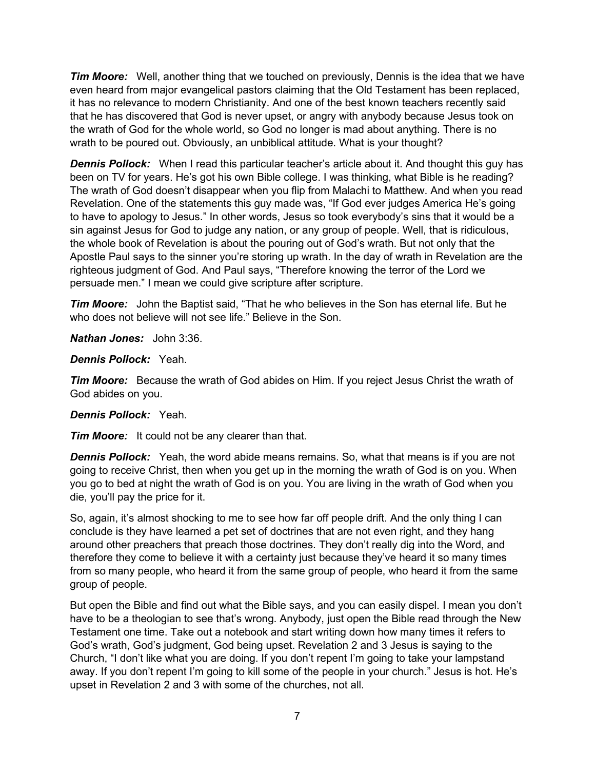***Tim Moore:*** Well, another thing that we touched on previously, Dennis is the idea that we have even heard from major evangelical pastors claiming that the Old Testament has been replaced, it has no relevance to modern Christianity. And one of the best known teachers recently said that he has discovered that God is never upset, or angry with anybody because Jesus took on the wrath of God for the whole world, so God no longer is mad about anything. There is no wrath to be poured out. Obviously, an unbiblical attitude. What is your thought?

***Dennis Pollock:*** When I read this particular teacher's article about it. And thought this guy has been on TV for years. He's got his own Bible college. I was thinking, what Bible is he reading? The wrath of God doesn't disappear when you flip from Malachi to Matthew. And when you read Revelation. One of the statements this guy made was, "If God ever judges America He's going to have to apology to Jesus." In other words, Jesus so took everybody's sins that it would be a sin against Jesus for God to judge any nation, or any group of people. Well, that is ridiculous, the whole book of Revelation is about the pouring out of God's wrath. But not only that the Apostle Paul says to the sinner you're storing up wrath. In the day of wrath in Revelation are the righteous judgment of God. And Paul says, "Therefore knowing the terror of the Lord we persuade men." I mean we could give scripture after scripture.

***Tim Moore:*** John the Baptist said, "That he who believes in the Son has eternal life. But he who does not believe will not see life." Believe in the Son.

***Nathan Jones:*** John 3:36.

***Dennis Pollock:*** Yeah.

***Tim Moore:*** Because the wrath of God abides on Him. If you reject Jesus Christ the wrath of God abides on you.

***Dennis Pollock:*** Yeah.

***Tim Moore:*** It could not be any clearer than that.

***Dennis Pollock:*** Yeah, the word abide means remains. So, what that means is if you are not going to receive Christ, then when you get up in the morning the wrath of God is on you. When you go to bed at night the wrath of God is on you. You are living in the wrath of God when you die, you'll pay the price for it.

So, again, it's almost shocking to me to see how far off people drift. And the only thing I can conclude is they have learned a pet set of doctrines that are not even right, and they hang around other preachers that preach those doctrines. They don't really dig into the Word, and therefore they come to believe it with a certainty just because they've heard it so many times from so many people, who heard it from the same group of people, who heard it from the same group of people.

But open the Bible and find out what the Bible says, and you can easily dispel. I mean you don't have to be a theologian to see that's wrong. Anybody, just open the Bible read through the New Testament one time. Take out a notebook and start writing down how many times it refers to God's wrath, God's judgment, God being upset. Revelation 2 and 3 Jesus is saying to the Church, "I don't like what you are doing. If you don't repent I'm going to take your lampstand away. If you don't repent I'm going to kill some of the people in your church." Jesus is hot. He's upset in Revelation 2 and 3 with some of the churches, not all.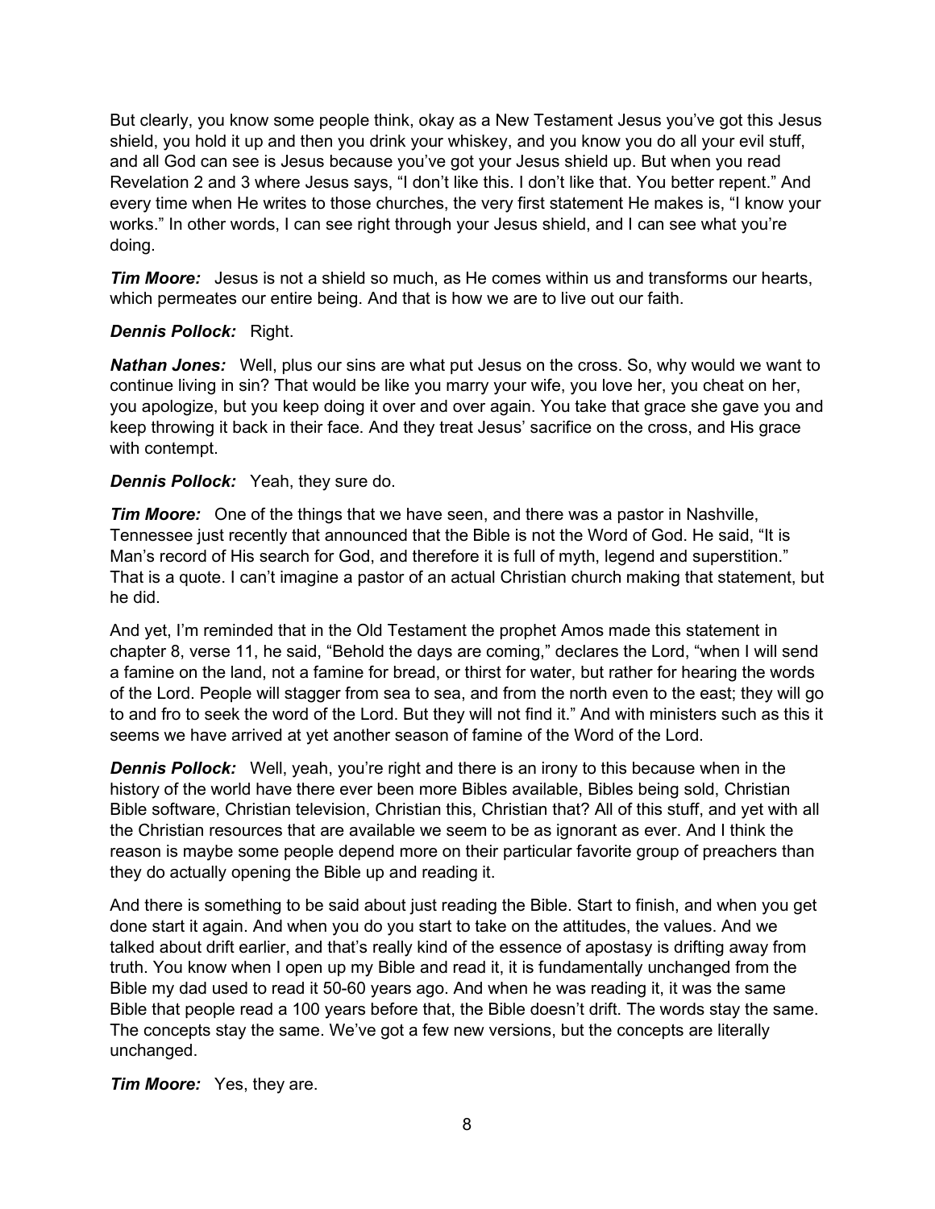But clearly, you know some people think, okay as a New Testament Jesus you've got this Jesus shield, you hold it up and then you drink your whiskey, and you know you do all your evil stuff, and all God can see is Jesus because you've got your Jesus shield up. But when you read Revelation 2 and 3 where Jesus says, "I don't like this. I don't like that. You better repent." And every time when He writes to those churches, the very first statement He makes is, "I know your works." In other words, I can see right through your Jesus shield, and I can see what you're doing.

***Tim Moore:*** Jesus is not a shield so much, as He comes within us and transforms our hearts, which permeates our entire being. And that is how we are to live out our faith.

***Dennis Pollock:*** Right.

***Nathan Jones:*** Well, plus our sins are what put Jesus on the cross. So, why would we want to continue living in sin? That would be like you marry your wife, you love her, you cheat on her, you apologize, but you keep doing it over and over again. You take that grace she gave you and keep throwing it back in their face. And they treat Jesus' sacrifice on the cross, and His grace with contempt.

***Dennis Pollock:*** Yeah, they sure do.

***Tim Moore:*** One of the things that we have seen, and there was a pastor in Nashville, Tennessee just recently that announced that the Bible is not the Word of God. He said, "It is Man's record of His search for God, and therefore it is full of myth, legend and superstition." That is a quote. I can't imagine a pastor of an actual Christian church making that statement, but he did.

And yet, I'm reminded that in the Old Testament the prophet Amos made this statement in chapter 8, verse 11, he said, "Behold the days are coming," declares the Lord, "when I will send a famine on the land, not a famine for bread, or thirst for water, but rather for hearing the words of the Lord. People will stagger from sea to sea, and from the north even to the east; they will go to and fro to seek the word of the Lord. But they will not find it." And with ministers such as this it seems we have arrived at yet another season of famine of the Word of the Lord.

***Dennis Pollock:*** Well, yeah, you're right and there is an irony to this because when in the history of the world have there ever been more Bibles available, Bibles being sold, Christian Bible software, Christian television, Christian this, Christian that? All of this stuff, and yet with all the Christian resources that are available we seem to be as ignorant as ever. And I think the reason is maybe some people depend more on their particular favorite group of preachers than they do actually opening the Bible up and reading it.

And there is something to be said about just reading the Bible. Start to finish, and when you get done start it again. And when you do you start to take on the attitudes, the values. And we talked about drift earlier, and that's really kind of the essence of apostasy is drifting away from truth. You know when I open up my Bible and read it, it is fundamentally unchanged from the Bible my dad used to read it 50-60 years ago. And when he was reading it, it was the same Bible that people read a 100 years before that, the Bible doesn't drift. The words stay the same. The concepts stay the same. We've got a few new versions, but the concepts are literally unchanged.

***Tim Moore:*** Yes, they are.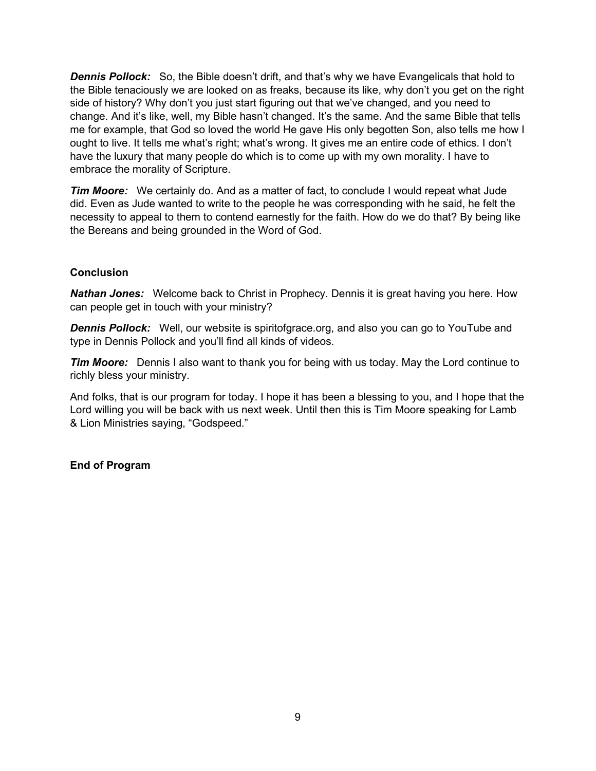***Dennis Pollock:*** So, the Bible doesn't drift, and that's why we have Evangelicals that hold to the Bible tenaciously we are looked on as freaks, because its like, why don't you get on the right side of history? Why don't you just start figuring out that we've changed, and you need to change. And it's like, well, my Bible hasn't changed. It's the same. And the same Bible that tells me for example, that God so loved the world He gave His only begotten Son, also tells me how I ought to live. It tells me what's right; what's wrong. It gives me an entire code of ethics. I don't have the luxury that many people do which is to come up with my own morality. I have to embrace the morality of Scripture.

***Tim Moore:*** We certainly do. And as a matter of fact, to conclude I would repeat what Jude did. Even as Jude wanted to write to the people he was corresponding with he said, he felt the necessity to appeal to them to contend earnestly for the faith. How do we do that? By being like the Bereans and being grounded in the Word of God.

**Conclusion**

***Nathan Jones:*** Welcome back to Christ in Prophecy. Dennis it is great having you here. How can people get in touch with your ministry?

***Dennis Pollock:*** Well, our website is spiritofgrace.org, and also you can go to YouTube and type in Dennis Pollock and you'll find all kinds of videos.

***Tim Moore:*** Dennis I also want to thank you for being with us today. May the Lord continue to richly bless your ministry.

And folks, that is our program for today. I hope it has been a blessing to you, and I hope that the Lord willing you will be back with us next week. Until then this is Tim Moore speaking for Lamb & Lion Ministries saying, "Godspeed."

**End of Program**